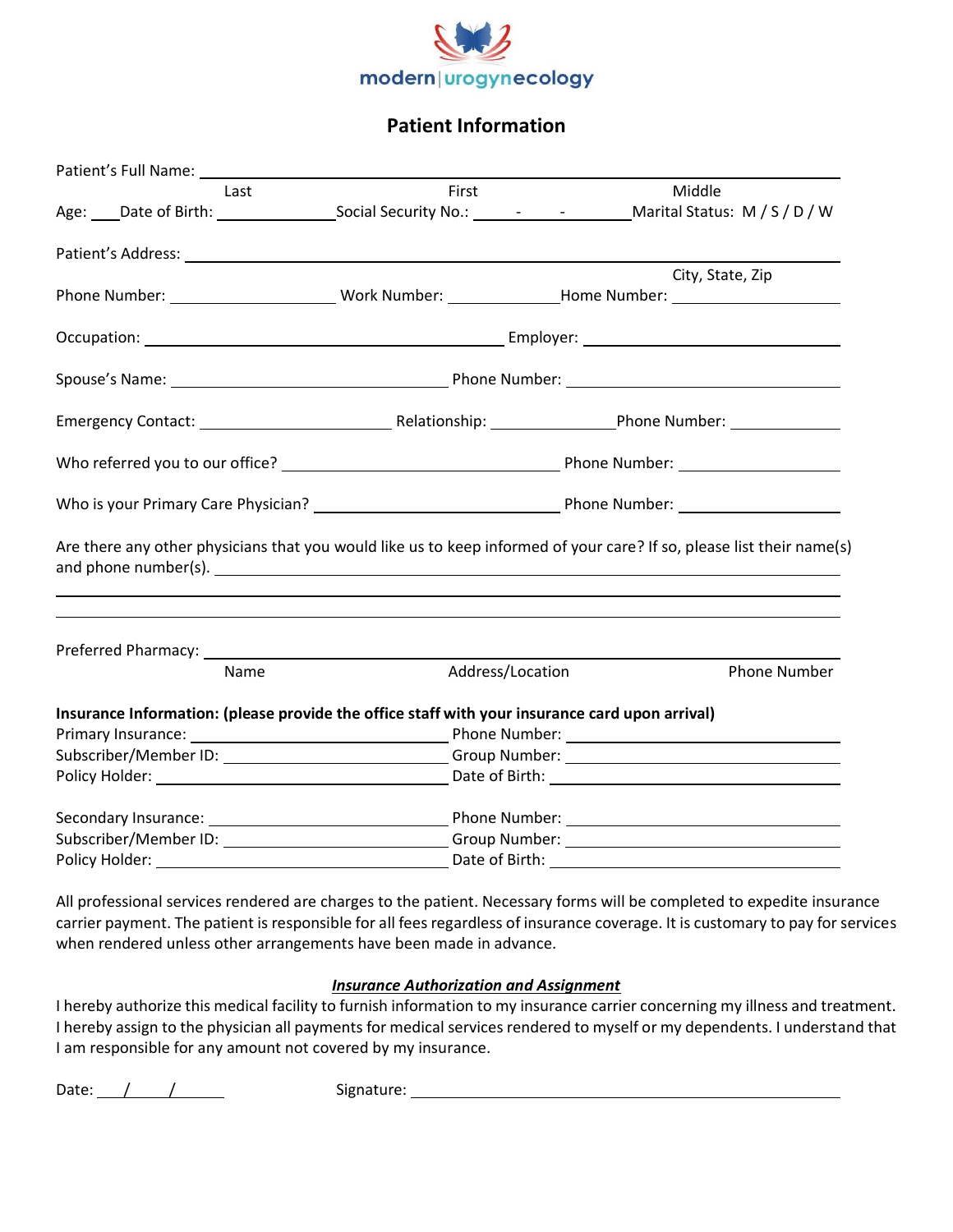modern|urogynecology

# Patient Information

Patient's Full Name: ______________________________________________________________
Last First Middle

Age: ___ Date of Birth: _____________ Social Security No.: _____-_____-_____ Marital Status: M / S / D / W

Patient's Address: ______________________________________________________________
City, State, Zip

Phone Number: ________________ Work Number: ____________ Home Number: ________________

Occupation: ____________________________________ Employer: __________________________

Spouse's Name: ____________________________ Phone Number: ____________________________

Emergency Contact: ____________________ Relationship: _____________ Phone Number: ___________

Who referred you to our office? ______________________________ Phone Number: ________________

Who is your Primary Care Physician? __________________________ Phone Number: ________________

Are there any other physicians that you would like us to keep informed of your care? If so, please list their name(s) and phone number(s). ______________________________________________________________

______________________________________________________________

______________________________________________________________

Preferred Pharmacy: ______________________________________________________________
Name Address/Location Phone Number

**Insurance Information: (please provide the office staff with your insurance card upon arrival)**

Primary Insurance: ____________________________ Phone Number: ____________________________
Subscriber/Member ID: __________________________ Group Number: ____________________________
Policy Holder: ________________________________ Date of Birth: _____________________________

Secondary Insurance: __________________________ Phone Number: ____________________________
Subscriber/Member ID: __________________________ Group Number: ____________________________
Policy Holder: ________________________________ Date of Birth: _____________________________

All professional services rendered are charges to the patient. Necessary forms will be completed to expedite insurance carrier payment. The patient is responsible for all fees regardless of insurance coverage. It is customary to pay for services when rendered unless other arrangements have been made in advance.

***Insurance Authorization and Assignment***

I hereby authorize this medical facility to furnish information to my insurance carrier concerning my illness and treatment. I hereby assign to the physician all payments for medical services rendered to myself or my dependents. I understand that I am responsible for any amount not covered by my insurance.

Date: ___/___/_____ Signature: ____________________________________________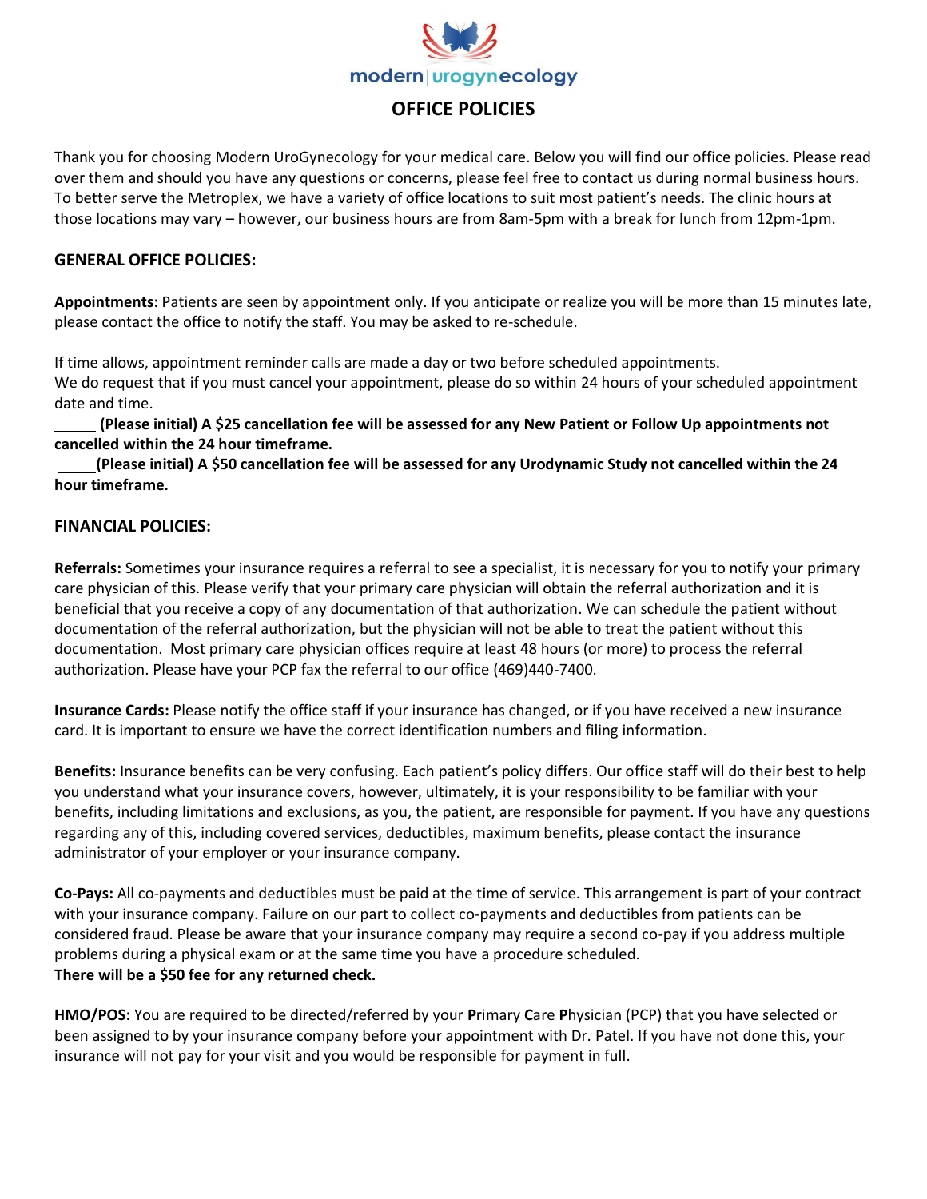modern|urogynecology

# OFFICE POLICIES

Thank you for choosing Modern UroGynecology for your medical care. Below you will find our office policies. Please read over them and should you have any questions or concerns, please feel free to contact us during normal business hours. To better serve the Metroplex, we have a variety of office locations to suit most patient's needs. The clinic hours at those locations may vary – however, our business hours are from 8am-5pm with a break for lunch from 12pm-1pm.

## GENERAL OFFICE POLICIES:

**Appointments:** Patients are seen by appointment only. If you anticipate or realize you will be more than 15 minutes late, please contact the office to notify the staff. You may be asked to re-schedule.

If time allows, appointment reminder calls are made a day or two before scheduled appointments.
We do request that if you must cancel your appointment, please do so within 24 hours of your scheduled appointment date and time.

**_____ (Please initial) A $25 cancellation fee will be assessed for any New Patient or Follow Up appointments not cancelled within the 24 hour timeframe.**

**_____(Please initial) A $50 cancellation fee will be assessed for any Urodynamic Study not cancelled within the 24 hour timeframe.**

## FINANCIAL POLICIES:

**Referrals:** Sometimes your insurance requires a referral to see a specialist, it is necessary for you to notify your primary care physician of this. Please verify that your primary care physician will obtain the referral authorization and it is beneficial that you receive a copy of any documentation of that authorization. We can schedule the patient without documentation of the referral authorization, but the physician will not be able to treat the patient without this documentation. Most primary care physician offices require at least 48 hours (or more) to process the referral authorization. Please have your PCP fax the referral to our office (469)440-7400.

**Insurance Cards:** Please notify the office staff if your insurance has changed, or if you have received a new insurance card. It is important to ensure we have the correct identification numbers and filing information.

**Benefits:** Insurance benefits can be very confusing. Each patient's policy differs. Our office staff will do their best to help you understand what your insurance covers, however, ultimately, it is your responsibility to be familiar with your benefits, including limitations and exclusions, as you, the patient, are responsible for payment. If you have any questions regarding any of this, including covered services, deductibles, maximum benefits, please contact the insurance administrator of your employer or your insurance company.

**Co-Pays:** All co-payments and deductibles must be paid at the time of service. This arrangement is part of your contract with your insurance company. Failure on our part to collect co-payments and deductibles from patients can be considered fraud. Please be aware that your insurance company may require a second co-pay if you address multiple problems during a physical exam or at the same time you have a procedure scheduled.
**There will be a $50 fee for any returned check.**

**HMO/POS:** You are required to be directed/referred by your **P**rimary **C**are **P**hysician (PCP) that you have selected or been assigned to by your insurance company before your appointment with Dr. Patel. If you have not done this, your insurance will not pay for your visit and you would be responsible for payment in full.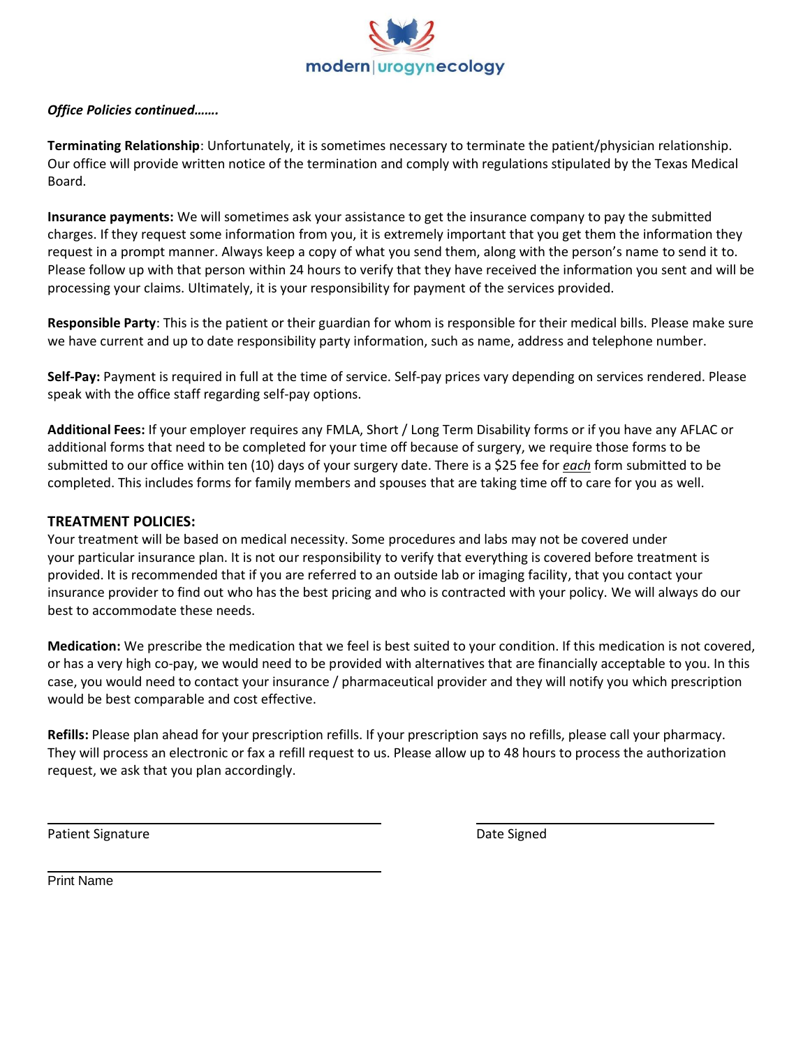*Office Policies continued…….*

**Terminating Relationship**: Unfortunately, it is sometimes necessary to terminate the patient/physician relationship. Our office will provide written notice of the termination and comply with regulations stipulated by the Texas Medical Board.

**Insurance payments:** We will sometimes ask your assistance to get the insurance company to pay the submitted charges. If they request some information from you, it is extremely important that you get them the information they request in a prompt manner. Always keep a copy of what you send them, along with the person's name to send it to. Please follow up with that person within 24 hours to verify that they have received the information you sent and will be processing your claims. Ultimately, it is your responsibility for payment of the services provided.

**Responsible Party**: This is the patient or their guardian for whom is responsible for their medical bills. Please make sure we have current and up to date responsibility party information, such as name, address and telephone number.

**Self-Pay:** Payment is required in full at the time of service. Self-pay prices vary depending on services rendered. Please speak with the office staff regarding self-pay options.

**Additional Fees:** If your employer requires any FMLA, Short / Long Term Disability forms or if you have any AFLAC or additional forms that need to be completed for your time off because of surgery, we require those forms to be submitted to our office within ten (10) days of your surgery date. There is a $25 fee for ***each*** form submitted to be completed. This includes forms for family members and spouses that are taking time off to care for you as well.

## TREATMENT POLICIES:

Your treatment will be based on medical necessity. Some procedures and labs may not be covered under your particular insurance plan. It is not our responsibility to verify that everything is covered before treatment is provided. It is recommended that if you are referred to an outside lab or imaging facility, that you contact your insurance provider to find out who has the best pricing and who is contracted with your policy. We will always do our best to accommodate these needs.

**Medication:** We prescribe the medication that we feel is best suited to your condition. If this medication is not covered, or has a very high co-pay, we would need to be provided with alternatives that are financially acceptable to you. In this case, you would need to contact your insurance / pharmaceutical provider and they will notify you which prescription would be best comparable and cost effective.

**Refills:** Please plan ahead for your prescription refills. If your prescription says no refills, please call your pharmacy. They will process an electronic or fax a refill request to us. Please allow up to 48 hours to process the authorization request, we ask that you plan accordingly.

\_\_\_\_\_\_\_\_\_\_\_\_\_\_\_\_\_\_\_\_\_\_\_\_\_\_\_\_\_\_\_\_\_\_\_\_\_\_\_\_ \_\_\_\_\_\_\_\_\_\_\_\_\_\_\_\_\_\_\_\_\_\_\_\_\_\_\_\_

Patient Signature Date Signed

\_\_\_\_\_\_\_\_\_\_\_\_\_\_\_\_\_\_\_\_\_\_\_\_\_\_\_\_\_\_\_\_\_\_\_\_\_\_\_\_

Print Name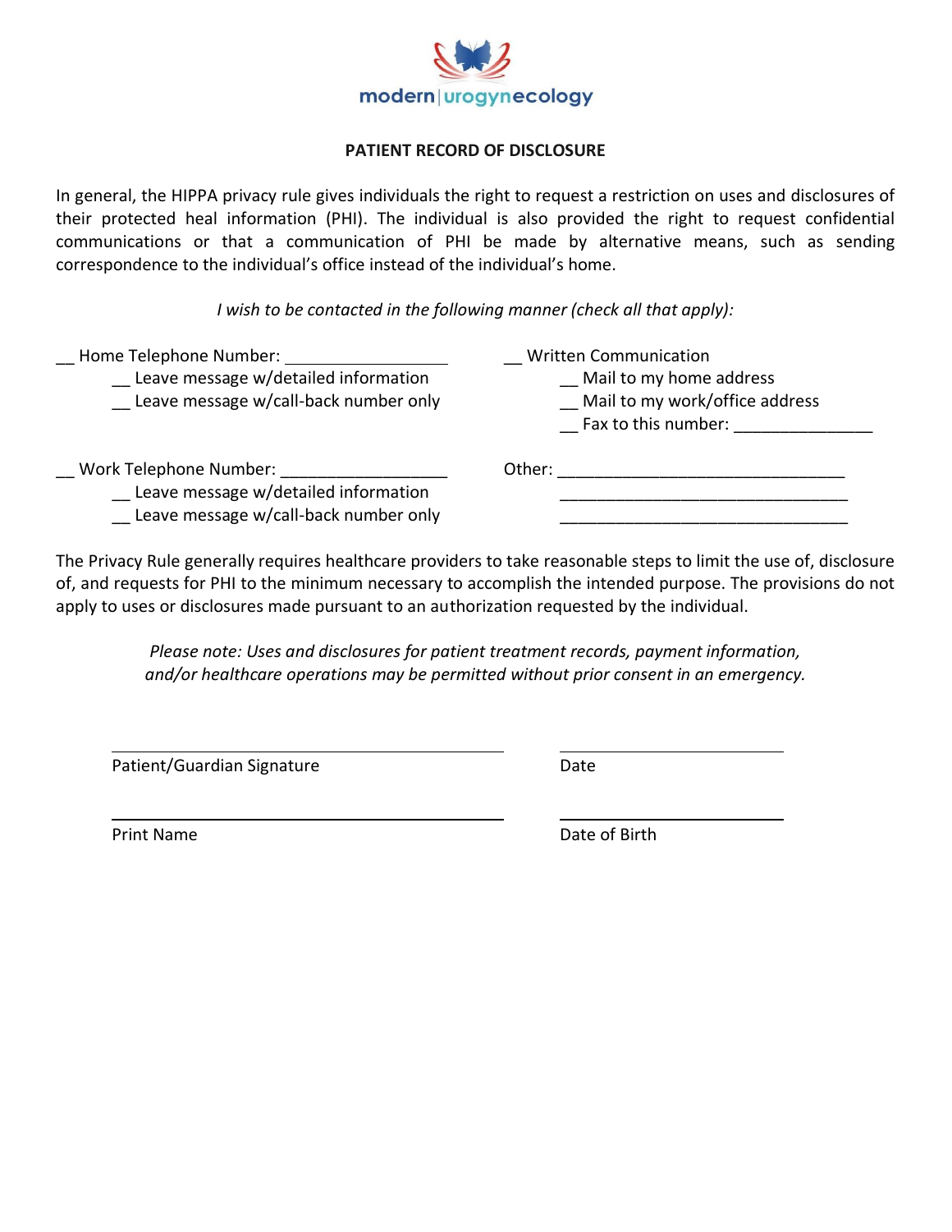modern|urogynecology

## PATIENT RECORD OF DISCLOSURE

In general, the HIPPA privacy rule gives individuals the right to request a restriction on uses and disclosures of their protected heal information (PHI). The individual is also provided the right to request confidential communications or that a communication of PHI be made by alternative means, such as sending correspondence to the individual's office instead of the individual's home.

*I wish to be contacted in the following manner (check all that apply):*

__ Home Telephone Number: ____________________
- __ Leave message w/detailed information
- __ Leave message w/call-back number only

__ Work Telephone Number: ____________________
- __ Leave message w/detailed information
- __ Leave message w/call-back number only

__ Written Communication
- __ Mail to my home address
- __ Mail to my work/office address
- __ Fax to this number: _______________

Other: ________________________________
________________________________
________________________________

The Privacy Rule generally requires healthcare providers to take reasonable steps to limit the use of, disclosure of, and requests for PHI to the minimum necessary to accomplish the intended purpose. The provisions do not apply to uses or disclosures made pursuant to an authorization requested by the individual.

*Please note: Uses and disclosures for patient treatment records, payment information, and/or healthcare operations may be permitted without prior consent in an emergency.*

________________________________ ____________________
Patient/Guardian Signature Date

________________________________ ____________________
Print Name Date of Birth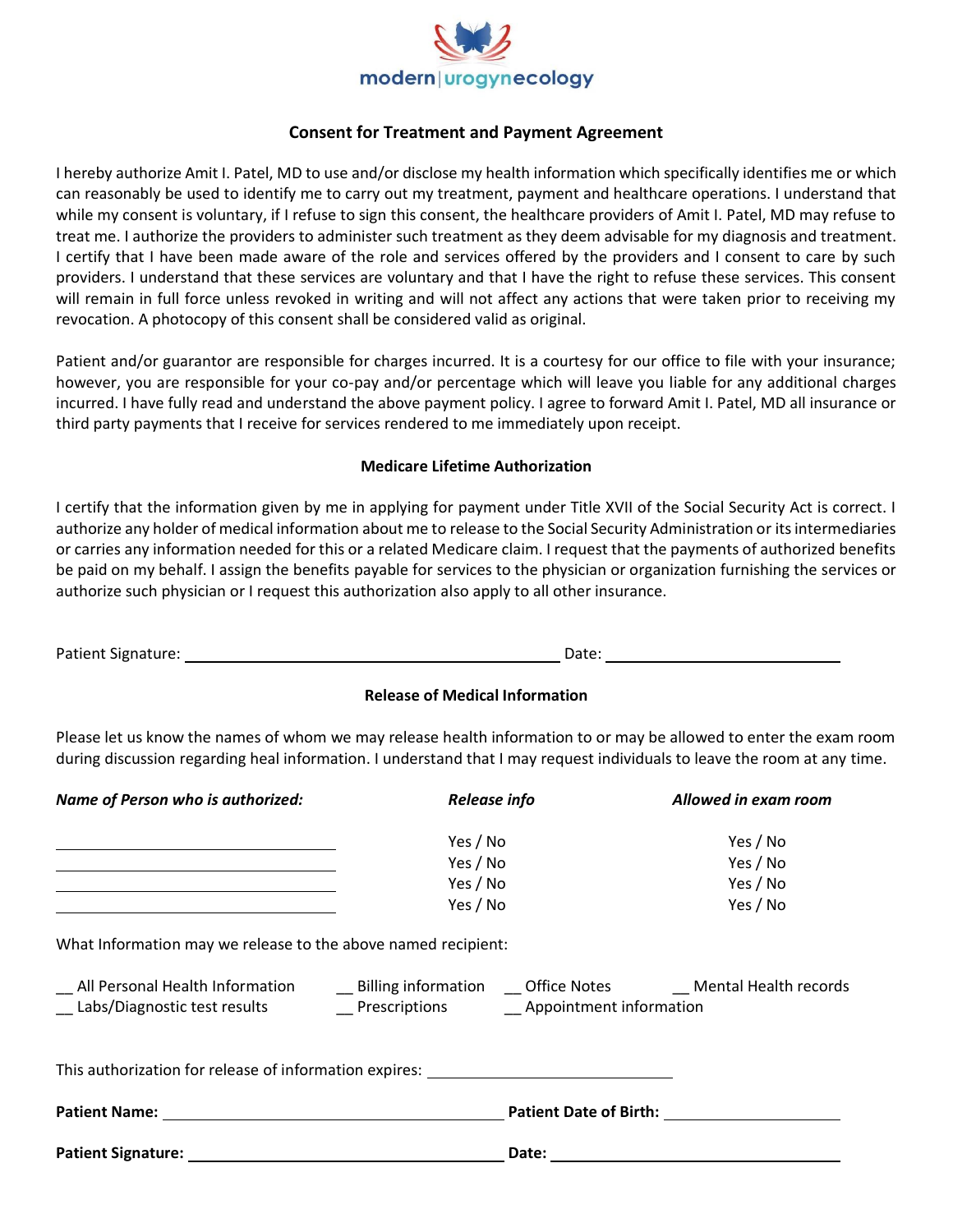modern|urogynecology

## Consent for Treatment and Payment Agreement

I hereby authorize Amit I. Patel, MD to use and/or disclose my health information which specifically identifies me or which can reasonably be used to identify me to carry out my treatment, payment and healthcare operations. I understand that while my consent is voluntary, if I refuse to sign this consent, the healthcare providers of Amit I. Patel, MD may refuse to treat me. I authorize the providers to administer such treatment as they deem advisable for my diagnosis and treatment. I certify that I have been made aware of the role and services offered by the providers and I consent to care by such providers. I understand that these services are voluntary and that I have the right to refuse these services. This consent will remain in full force unless revoked in writing and will not affect any actions that were taken prior to receiving my revocation. A photocopy of this consent shall be considered valid as original.

Patient and/or guarantor are responsible for charges incurred. It is a courtesy for our office to file with your insurance; however, you are responsible for your co-pay and/or percentage which will leave you liable for any additional charges incurred. I have fully read and understand the above payment policy. I agree to forward Amit I. Patel, MD all insurance or third party payments that I receive for services rendered to me immediately upon receipt.

## Medicare Lifetime Authorization

I certify that the information given by me in applying for payment under Title XVII of the Social Security Act is correct. I authorize any holder of medical information about me to release to the Social Security Administration or its intermediaries or carries any information needed for this or a related Medicare claim. I request that the payments of authorized benefits be paid on my behalf. I assign the benefits payable for services to the physician or organization furnishing the services or authorize such physician or I request this authorization also apply to all other insurance.

Patient Signature: ______________________________ Date: ____________________

## Release of Medical Information

Please let us know the names of whom we may release health information to or may be allowed to enter the exam room during discussion regarding heal information. I understand that I may request individuals to leave the room at any time.

| *Name of Person who is authorized:* | *Release info* | *Allowed in exam room* |
|---|---|---|
| ______________________ | Yes / No | Yes / No |
| ______________________ | Yes / No | Yes / No |
| ______________________ | Yes / No | Yes / No |
| ______________________ | Yes / No | Yes / No |

What Information may we release to the above named recipient:

__ All Personal Health Information __ Billing information __ Office Notes __ Mental Health records
__ Labs/Diagnostic test results __ Prescriptions __ Appointment information

This authorization for release of information expires: ____________________

**Patient Name:** ______________________________ **Patient Date of Birth:** ____________________

**Patient Signature:** ______________________________ **Date:** ____________________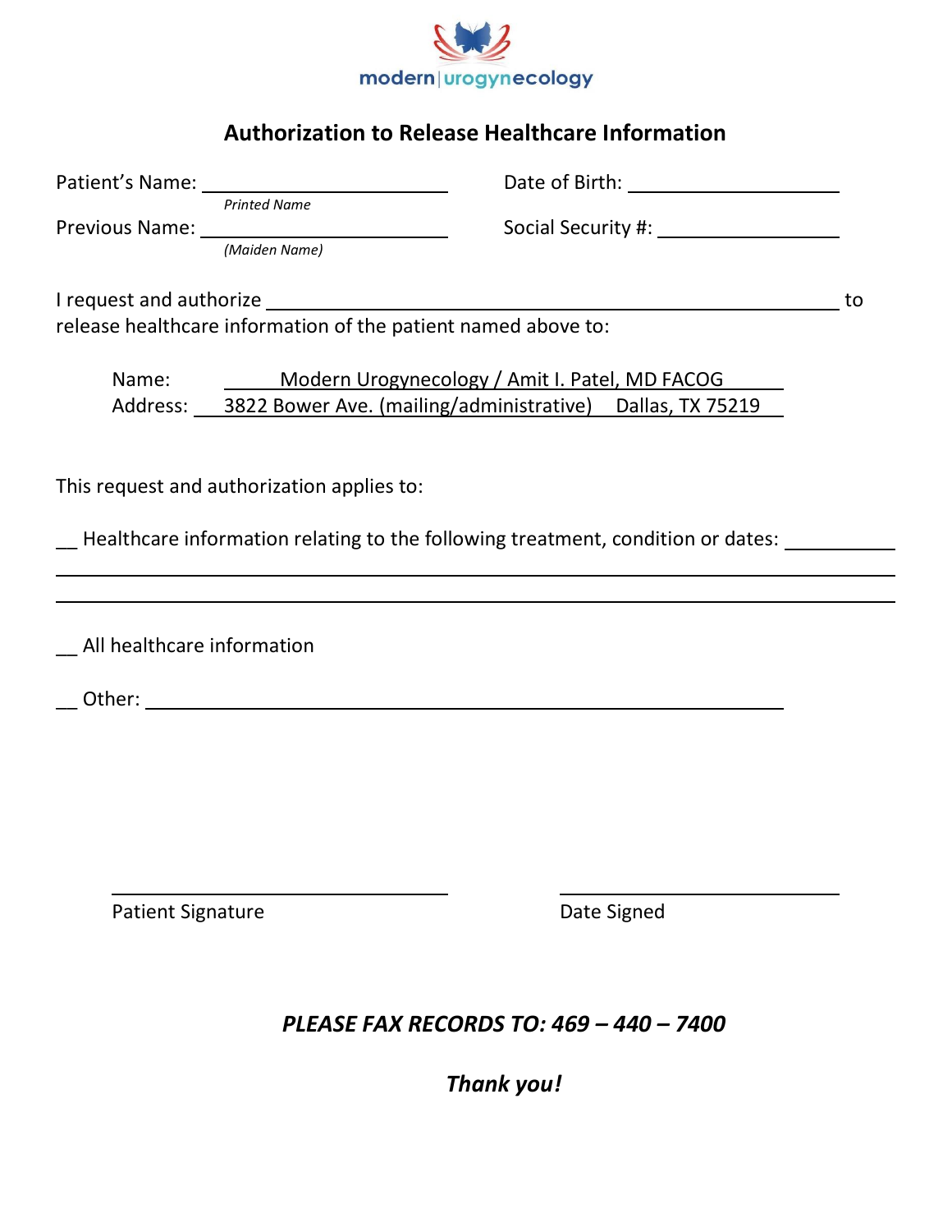modern|urogynecology

# Authorization to Release Healthcare Information

Patient's Name: ______________________ Date of Birth: ______________________
*Printed Name*

Previous Name: ______________________ Social Security #: ______________________
*(Maiden Name)*

I request and authorize ______________________________________________________ to release healthcare information of the patient named above to:

Name: Modern Urogynecology / Amit I. Patel, MD FACOG
Address: 3822 Bower Ave. (mailing/administrative) Dallas, TX 75219

This request and authorization applies to:

__ Healthcare information relating to the following treatment, condition or dates: __________
______________________________________________________________________________
______________________________________________________________________________

__ All healthcare information

__ Other: ______________________________________________________________

______________________ ______________________
Patient Signature Date Signed

***PLEASE FAX RECORDS TO: 469 – 440 – 7400***

***Thank you!***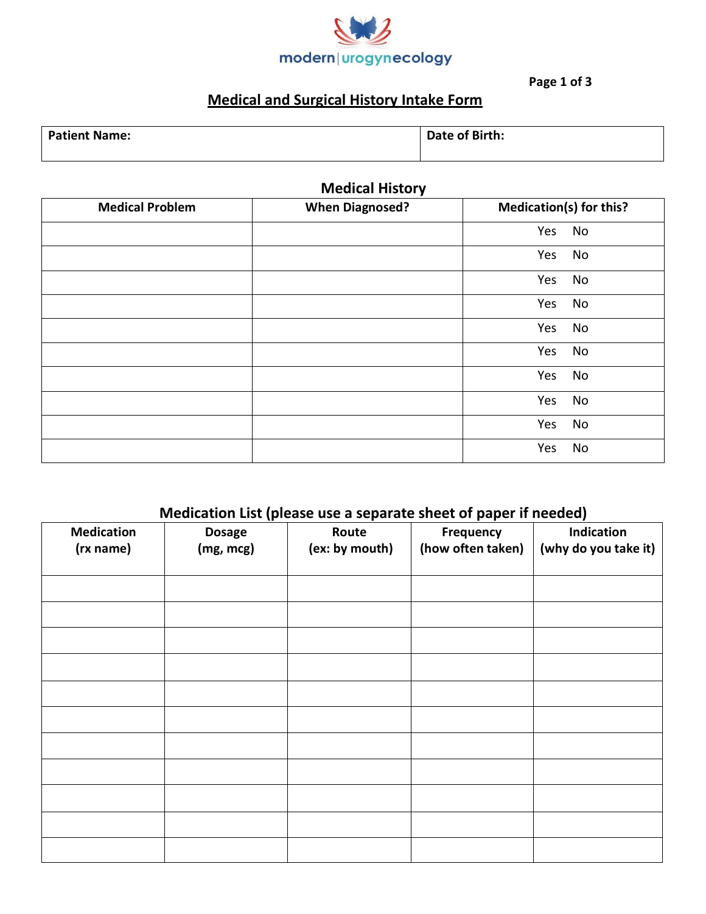modern | urogynecology

# Medical and Surgical History Intake Form

| Patient Name: | Date of Birth: |
|---|---|
| | |

## Medical History

| Medical Problem | When Diagnosed? | Medication(s) for this? |
|---|---|---|
| | | Yes No |
| | | Yes No |
| | | Yes No |
| | | Yes No |
| | | Yes No |
| | | Yes No |
| | | Yes No |
| | | Yes No |
| | | Yes No |
| | | Yes No |

## Medication List (please use a separate sheet of paper if needed)

| Medication (rx name) | Dosage (mg, mcg) | Route (ex: by mouth) | Frequency (how often taken) | Indication (why do you take it) |
|---|---|---|---|---|
| | | | | |
| | | | | |
| | | | | |
| | | | | |
| | | | | |
| | | | | |
| | | | | |
| | | | | |
| | | | | |
| | | | | |
| | | | | |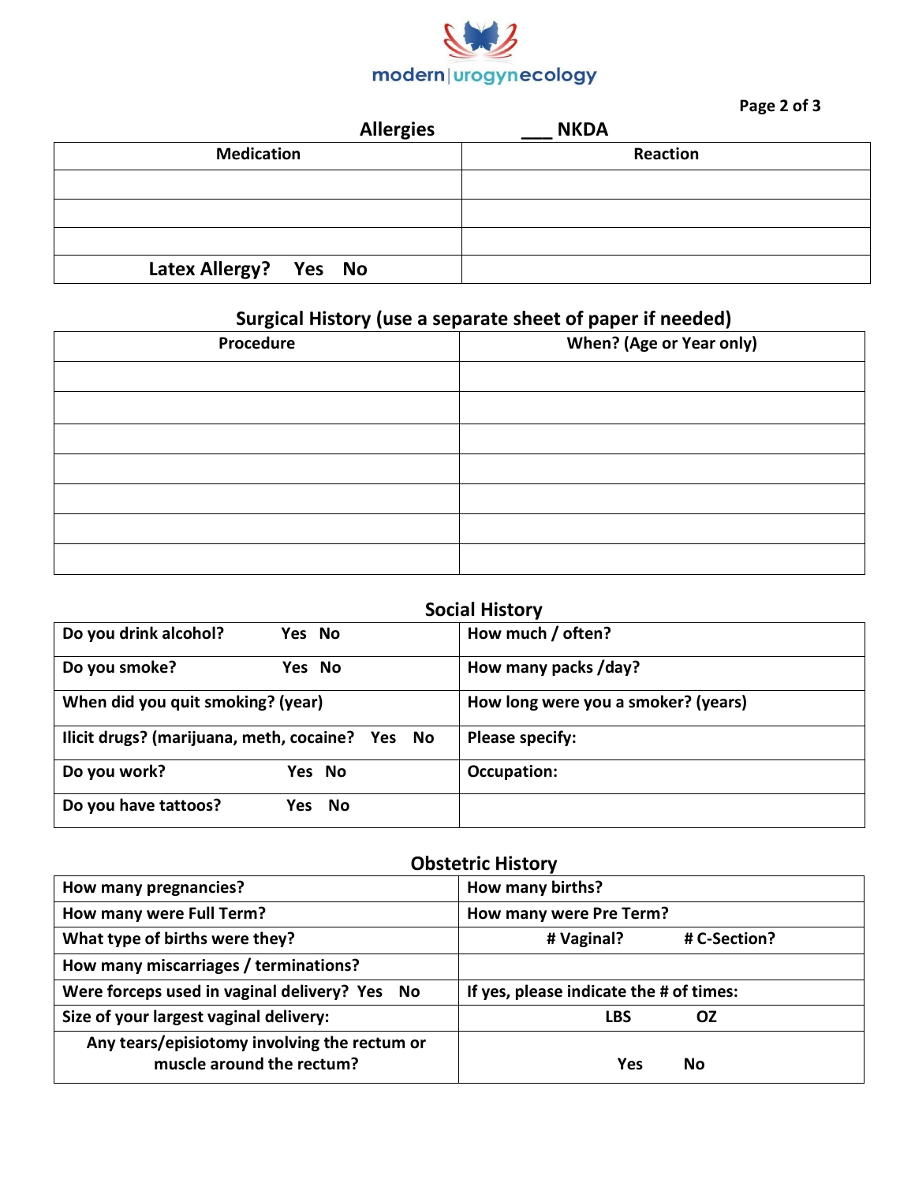modern|urogynecology

## Allergies ___ NKDA

| Medication | Reaction |
|---|---|
| | |
| | |
| | |
| Latex Allergy? Yes No | |

## Surgical History (use a separate sheet of paper if needed)

| Procedure | When? (Age or Year only) |
|---|---|
| | |
| | |
| | |
| | |
| | |
| | |
| | |

## Social History

| | |
|---|---|
| Do you drink alcohol? Yes No | How much / often? |
| Do you smoke? Yes No | How many packs /day? |
| When did you quit smoking? (year) | How long were you a smoker? (years) |
| Ilicit drugs? (marijuana, meth, cocaine? Yes No | Please specify: |
| Do you work? Yes No | Occupation: |
| Do you have tattoos? Yes No | |

## Obstetric History

| | |
|---|---|
| How many pregnancies? | How many births? |
| How many were Full Term? | How many were Pre Term? |
| What type of births were they? | # Vaginal? # C-Section? |
| How many miscarriages / terminations? | |
| Were forceps used in vaginal delivery? Yes No | If yes, please indicate the # of times: |
| Size of your largest vaginal delivery: | LBS OZ |
| Any tears/episiotomy involving the rectum or muscle around the rectum? | Yes No |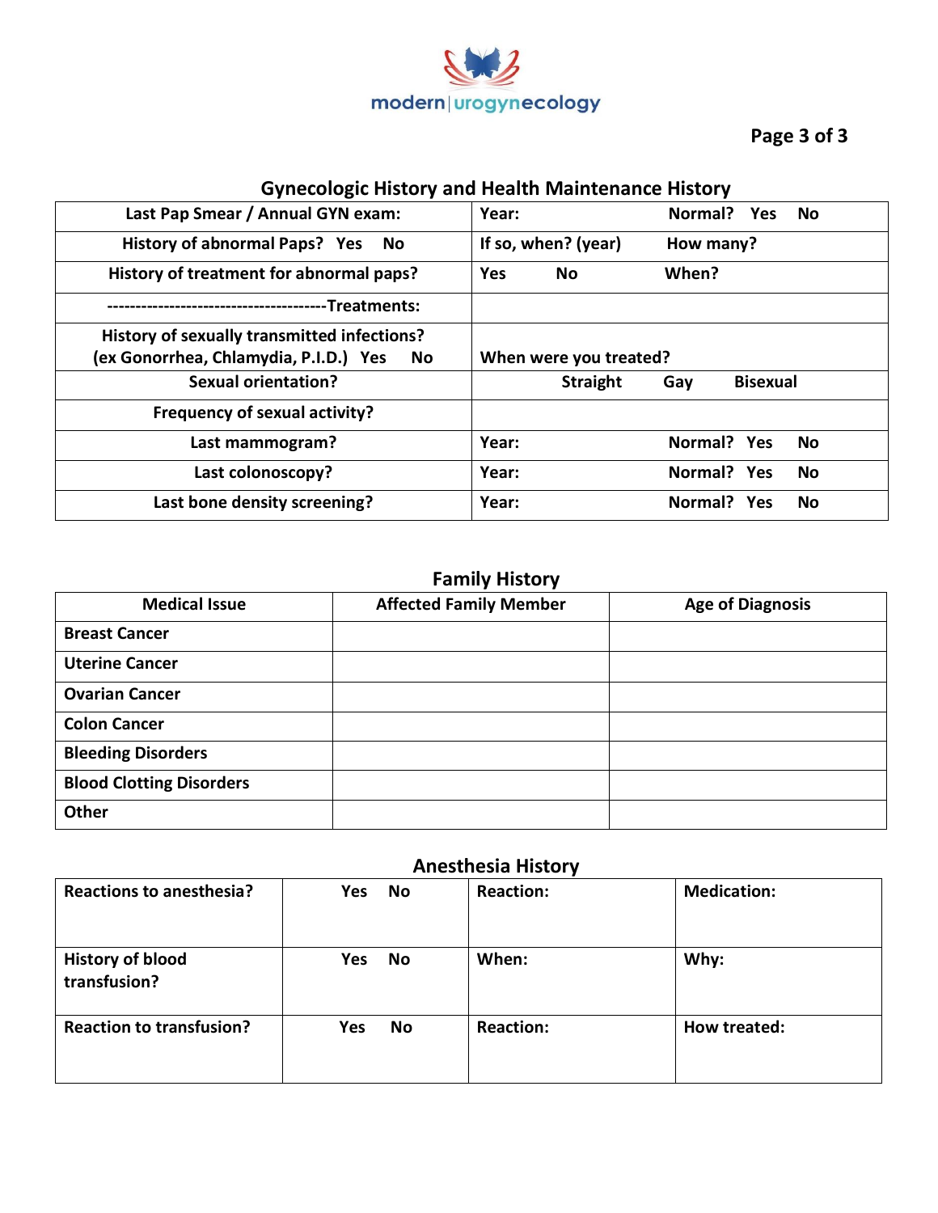modern|urogynecology

## Gynecologic History and Health Maintenance History

| | |
|---|---|
| Last Pap Smear / Annual GYN exam: | Year: Normal? Yes No |
| History of abnormal Paps? Yes No | If so, when? (year) How many? |
| History of treatment for abnormal paps? | Yes No When? |
| --------------------------------------Treatments: | |
| History of sexually transmitted infections? (ex Gonorrhea, Chlamydia, P.I.D.) Yes No | When were you treated? |
| Sexual orientation? | Straight Gay Bisexual |
| Frequency of sexual activity? | |
| Last mammogram? | Year: Normal? Yes No |
| Last colonoscopy? | Year: Normal? Yes No |
| Last bone density screening? | Year: Normal? Yes No |

## Family History

| Medical Issue | Affected Family Member | Age of Diagnosis |
|---|---|---|
| Breast Cancer | | |
| Uterine Cancer | | |
| Ovarian Cancer | | |
| Colon Cancer | | |
| Bleeding Disorders | | |
| Blood Clotting Disorders | | |
| Other | | |

## Anesthesia History

| | | | |
|---|---|---|---|
| Reactions to anesthesia? | Yes No | Reaction: | Medication: |
| History of blood transfusion? | Yes No | When: | Why: |
| Reaction to transfusion? | Yes No | Reaction: | How treated: |